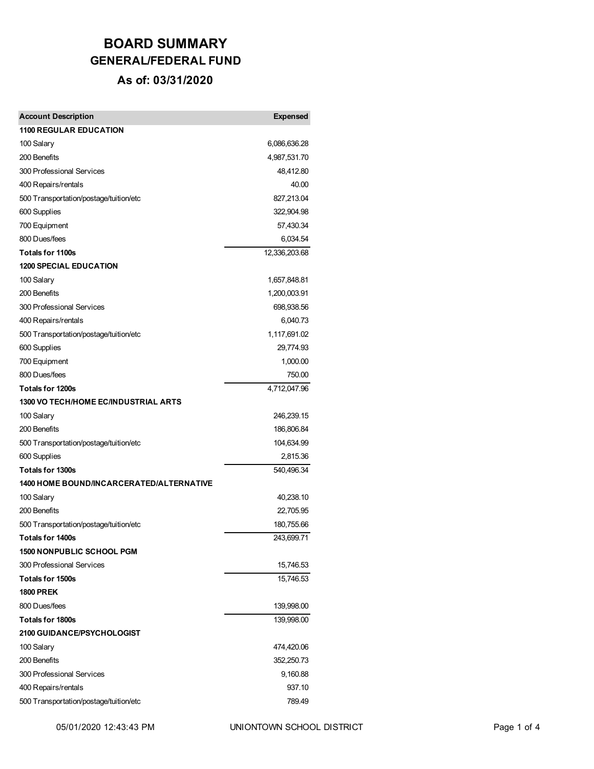# BOARD SUMMARY

## GENERAL/FEDERAL FUND

### As of: 03/31/2020

| Account Description | Expensed |
|---|---|
| **1100 REGULAR EDUCATION** | |
| 100 Salary | 6,086,636.28 |
| 200 Benefits | 4,987,531.70 |
| 300 Professional Services | 48,412.80 |
| 400 Repairs/rentals | 40.00 |
| 500 Transportation/postage/tuition/etc | 827,213.04 |
| 600 Supplies | 322,904.98 |
| 700 Equipment | 57,430.34 |
| 800 Dues/fees | 6,034.54 |
| **Totals for 1100s** | 12,336,203.68 |
| **1200 SPECIAL EDUCATION** | |
| 100 Salary | 1,657,848.81 |
| 200 Benefits | 1,200,003.91 |
| 300 Professional Services | 698,938.56 |
| 400 Repairs/rentals | 6,040.73 |
| 500 Transportation/postage/tuition/etc | 1,117,691.02 |
| 600 Supplies | 29,774.93 |
| 700 Equipment | 1,000.00 |
| 800 Dues/fees | 750.00 |
| **Totals for 1200s** | 4,712,047.96 |
| **1300 VO TECH/HOME EC/INDUSTRIAL ARTS** | |
| 100 Salary | 246,239.15 |
| 200 Benefits | 186,806.84 |
| 500 Transportation/postage/tuition/etc | 104,634.99 |
| 600 Supplies | 2,815.36 |
| **Totals for 1300s** | 540,496.34 |
| **1400 HOME BOUND/INCARCERATED/ALTERNATIVE** | |
| 100 Salary | 40,238.10 |
| 200 Benefits | 22,705.95 |
| 500 Transportation/postage/tuition/etc | 180,755.66 |
| **Totals for 1400s** | 243,699.71 |
| **1500 NONPUBLIC SCHOOL PGM** | |
| 300 Professional Services | 15,746.53 |
| **Totals for 1500s** | 15,746.53 |
| **1800 PREK** | |
| 800 Dues/fees | 139,998.00 |
| **Totals for 1800s** | 139,998.00 |
| **2100 GUIDANCE/PSYCHOLOGIST** | |
| 100 Salary | 474,420.06 |
| 200 Benefits | 352,250.73 |
| 300 Professional Services | 9,160.88 |
| 400 Repairs/rentals | 937.10 |
| 500 Transportation/postage/tuition/etc | 789.49 |

05/01/2020 12:43:43 PM UNIONTOWN SCHOOL DISTRICT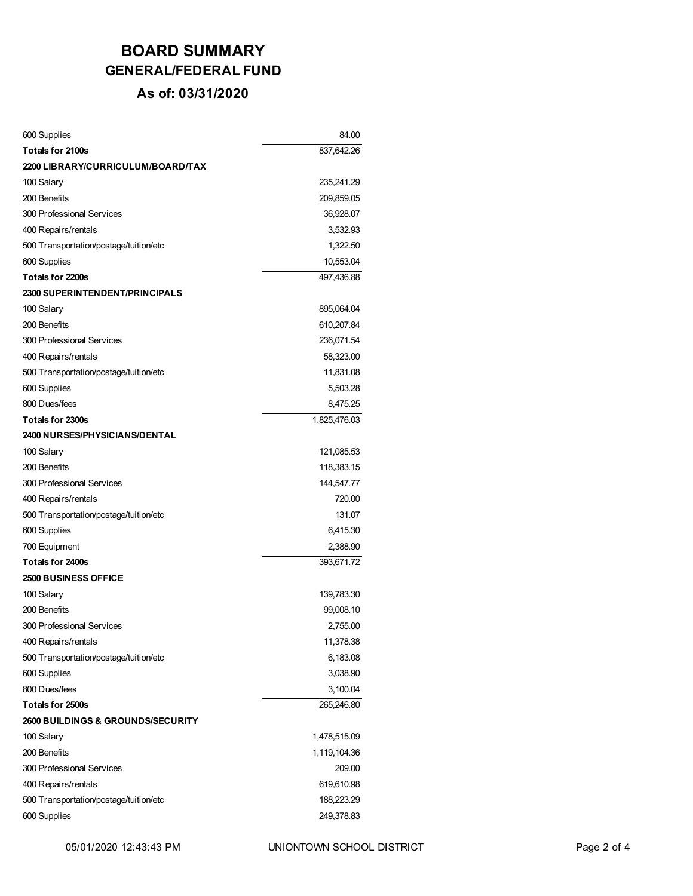# BOARD SUMMARY
## GENERAL/FEDERAL FUND
### As of: 03/31/2020

| Description | Amount |
|---|---|
| 600 Supplies | 84.00 |
| **Totals for 2100s** | 837,642.26 |
| **2200 LIBRARY/CURRICULUM/BOARD/TAX** | |
| 100 Salary | 235,241.29 |
| 200 Benefits | 209,859.05 |
| 300 Professional Services | 36,928.07 |
| 400 Repairs/rentals | 3,532.93 |
| 500 Transportation/postage/tuition/etc | 1,322.50 |
| 600 Supplies | 10,553.04 |
| **Totals for 2200s** | 497,436.88 |
| **2300 SUPERINTENDENT/PRINCIPALS** | |
| 100 Salary | 895,064.04 |
| 200 Benefits | 610,207.84 |
| 300 Professional Services | 236,071.54 |
| 400 Repairs/rentals | 58,323.00 |
| 500 Transportation/postage/tuition/etc | 11,831.08 |
| 600 Supplies | 5,503.28 |
| 800 Dues/fees | 8,475.25 |
| **Totals for 2300s** | 1,825,476.03 |
| **2400 NURSES/PHYSICIANS/DENTAL** | |
| 100 Salary | 121,085.53 |
| 200 Benefits | 118,383.15 |
| 300 Professional Services | 144,547.77 |
| 400 Repairs/rentals | 720.00 |
| 500 Transportation/postage/tuition/etc | 131.07 |
| 600 Supplies | 6,415.30 |
| 700 Equipment | 2,388.90 |
| **Totals for 2400s** | 393,671.72 |
| **2500 BUSINESS OFFICE** | |
| 100 Salary | 139,783.30 |
| 200 Benefits | 99,008.10 |
| 300 Professional Services | 2,755.00 |
| 400 Repairs/rentals | 11,378.38 |
| 500 Transportation/postage/tuition/etc | 6,183.08 |
| 600 Supplies | 3,038.90 |
| 800 Dues/fees | 3,100.04 |
| **Totals for 2500s** | 265,246.80 |
| **2600 BUILDINGS & GROUNDS/SECURITY** | |
| 100 Salary | 1,478,515.09 |
| 200 Benefits | 1,119,104.36 |
| 300 Professional Services | 209.00 |
| 400 Repairs/rentals | 619,610.98 |
| 500 Transportation/postage/tuition/etc | 188,223.29 |
| 600 Supplies | 249,378.83 |

05/01/2020 12:43:43 PM UNIONTOWN SCHOOL DISTRICT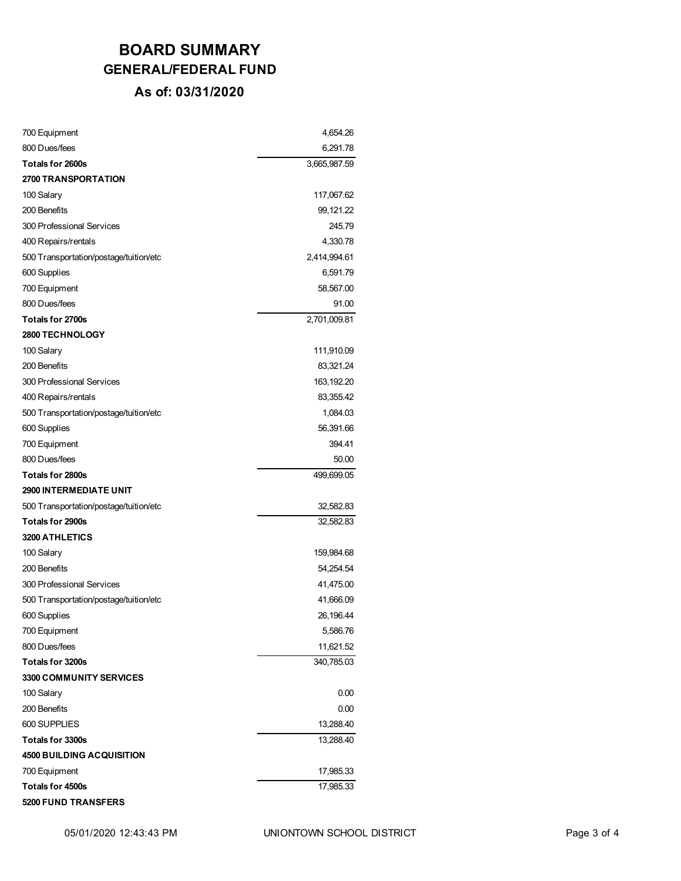# BOARD SUMMARY

## GENERAL/FEDERAL FUND

### As of: 03/31/2020

| | |
|---|---:|
| 700 Equipment | 4,654.26 |
| 800 Dues/fees | 6,291.78 |
| **Totals for 2600s** | 3,665,987.59 |
| **2700 TRANSPORTATION** | |
| 100 Salary | 117,067.62 |
| 200 Benefits | 99,121.22 |
| 300 Professional Services | 245.79 |
| 400 Repairs/rentals | 4,330.78 |
| 500 Transportation/postage/tuition/etc | 2,414,994.61 |
| 600 Supplies | 6,591.79 |
| 700 Equipment | 58,567.00 |
| 800 Dues/fees | 91.00 |
| **Totals for 2700s** | 2,701,009.81 |
| **2800 TECHNOLOGY** | |
| 100 Salary | 111,910.09 |
| 200 Benefits | 83,321.24 |
| 300 Professional Services | 163,192.20 |
| 400 Repairs/rentals | 83,355.42 |
| 500 Transportation/postage/tuition/etc | 1,084.03 |
| 600 Supplies | 56,391.66 |
| 700 Equipment | 394.41 |
| 800 Dues/fees | 50.00 |
| **Totals for 2800s** | 499,699.05 |
| **2900 INTERMEDIATE UNIT** | |
| 500 Transportation/postage/tuition/etc | 32,582.83 |
| **Totals for 2900s** | 32,582.83 |
| **3200 ATHLETICS** | |
| 100 Salary | 159,984.68 |
| 200 Benefits | 54,254.54 |
| 300 Professional Services | 41,475.00 |
| 500 Transportation/postage/tuition/etc | 41,666.09 |
| 600 Supplies | 26,196.44 |
| 700 Equipment | 5,586.76 |
| 800 Dues/fees | 11,621.52 |
| **Totals for 3200s** | 340,785.03 |
| **3300 COMMUNITY SERVICES** | |
| 100 Salary | 0.00 |
| 200 Benefits | 0.00 |
| 600 SUPPLIES | 13,288.40 |
| **Totals for 3300s** | 13,288.40 |
| **4500 BUILDING ACQUISITION** | |
| 700 Equipment | 17,985.33 |
| **Totals for 4500s** | 17,985.33 |
| **5200 FUND TRANSFERS** | |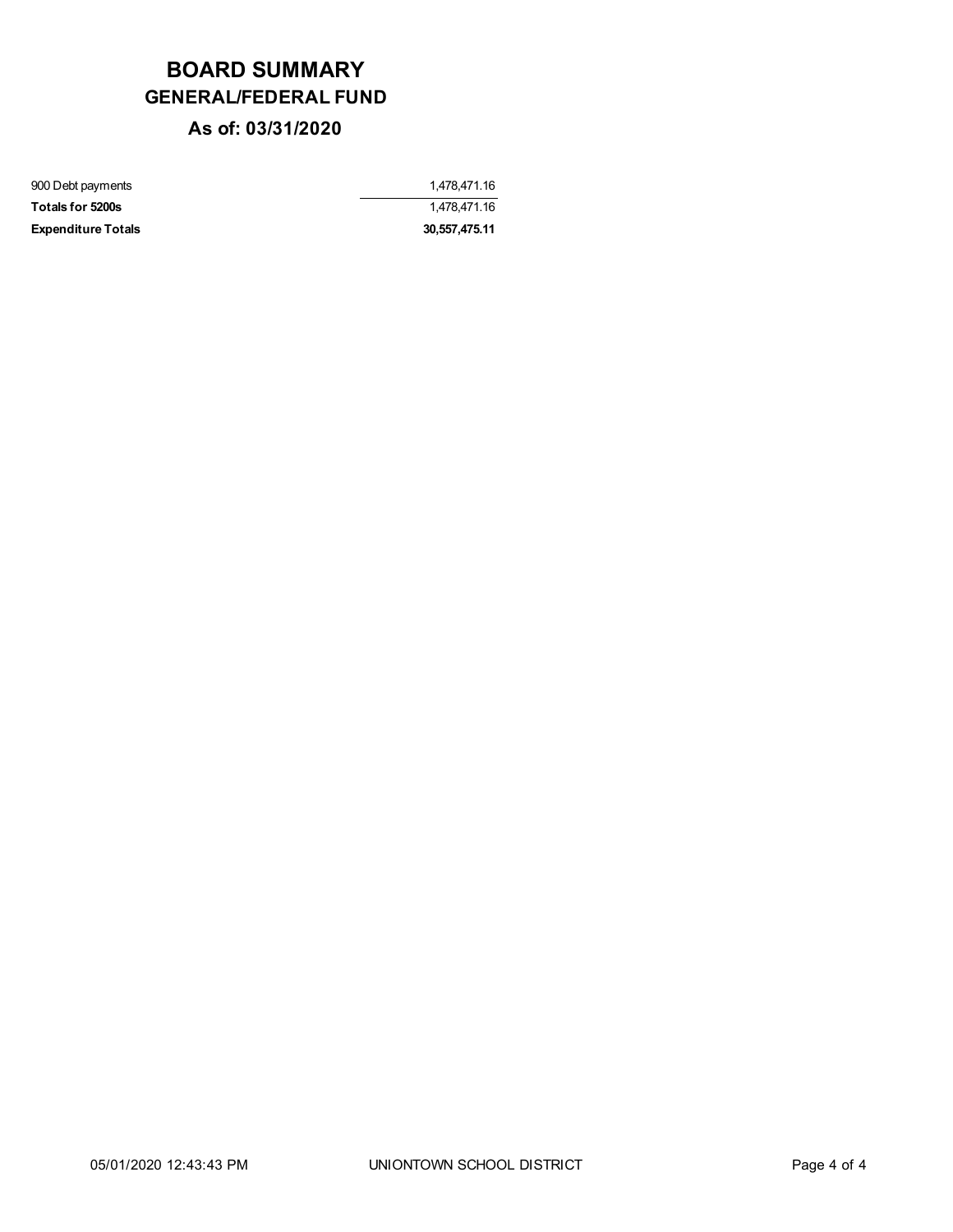# BOARD SUMMARY

## GENERAL/FEDERAL FUND

### As of: 03/31/2020

| | |
|---|---|
| 900 Debt payments | 1,478,471.16 |
| **Totals for 5200s** | 1,478,471.16 |
| **Expenditure Totals** | **30,557,475.11** |